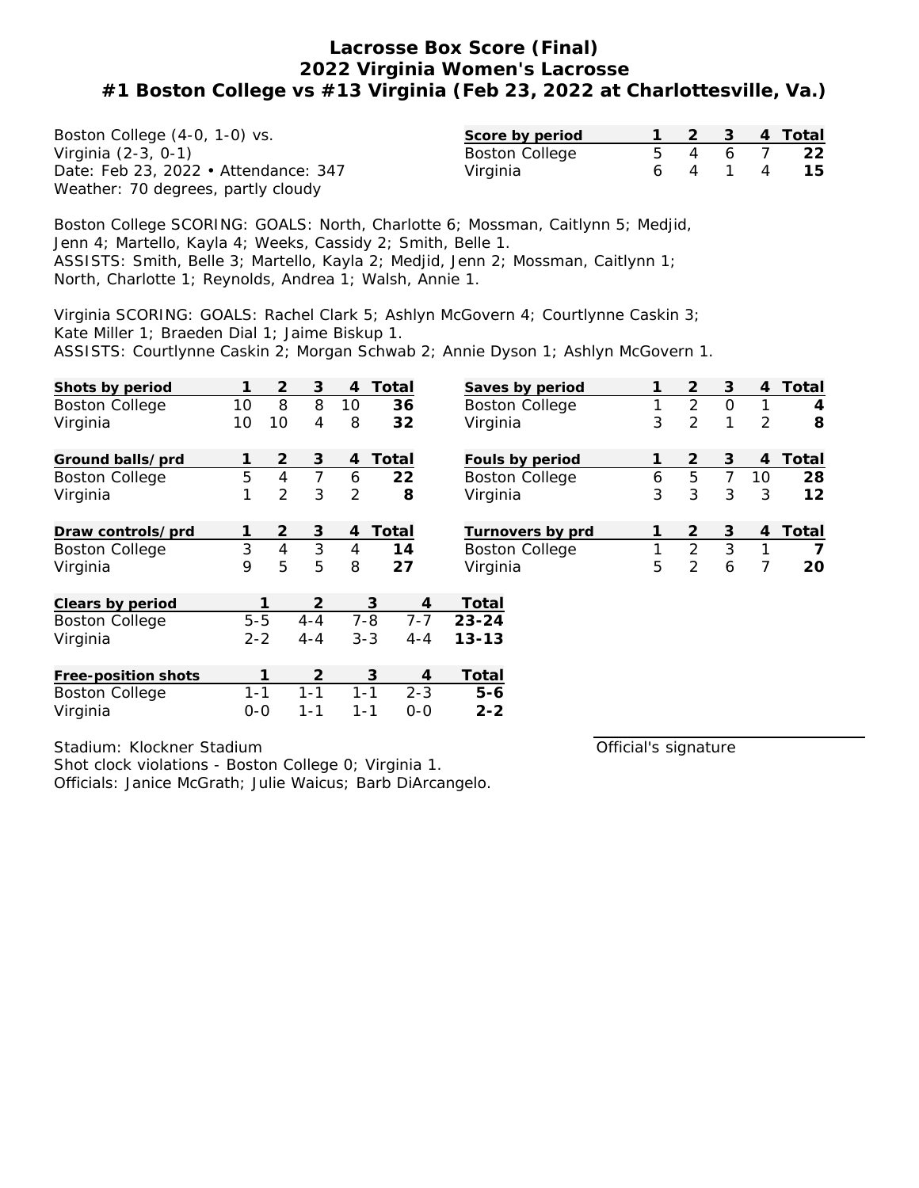# Lacrosse Box Score (Final)
## 2022 Virginia Women's Lacrosse
### #1 Boston College vs #13 Virginia (Feb 23, 2022 at Charlottesville, Va.)

Boston College (4-0, 1-0) vs.
Virginia (2-3, 0-1)
Date: Feb 23, 2022 • Attendance: 347
Weather: 70 degrees, partly cloudy

| Score by period | 1 | 2 | 3 | 4 | Total |
|---|---|---|---|---|---|
| Boston College | 5 | 4 | 6 | 7 | **22** |
| Virginia | 6 | 4 | 1 | 4 | **15** |

Boston College SCORING: GOALS: North, Charlotte 6; Mossman, Caitlynn 5; Medjid, Jenn 4; Martello, Kayla 4; Weeks, Cassidy 2; Smith, Belle 1.
ASSISTS: Smith, Belle 3; Martello, Kayla 2; Medjid, Jenn 2; Mossman, Caitlynn 1; North, Charlotte 1; Reynolds, Andrea 1; Walsh, Annie 1.

Virginia SCORING: GOALS: Rachel Clark 5; Ashlyn McGovern 4; Courtlynne Caskin 3; Kate Miller 1; Braeden Dial 1; Jaime Biskup 1.
ASSISTS: Courtlynne Caskin 2; Morgan Schwab 2; Annie Dyson 1; Ashlyn McGovern 1.

| Shots by period | 1 | 2 | 3 | 4 | Total |
|---|---|---|---|---|---|
| Boston College | 10 | 8 | 8 | 10 | **36** |
| Virginia | 10 | 10 | 4 | 8 | **32** |

| Saves by period | 1 | 2 | 3 | 4 | Total |
|---|---|---|---|---|---|
| Boston College | 1 | 2 | 0 | 1 | **4** |
| Virginia | 3 | 2 | 1 | 2 | **8** |

| Ground balls/prd | 1 | 2 | 3 | 4 | Total |
|---|---|---|---|---|---|
| Boston College | 5 | 4 | 7 | 6 | **22** |
| Virginia | 1 | 2 | 3 | 2 | **8** |

| Fouls by period | 1 | 2 | 3 | 4 | Total |
|---|---|---|---|---|---|
| Boston College | 6 | 5 | 7 | 10 | **28** |
| Virginia | 3 | 3 | 3 | 3 | **12** |

| Draw controls/prd | 1 | 2 | 3 | 4 | Total |
|---|---|---|---|---|---|
| Boston College | 3 | 4 | 3 | 4 | **14** |
| Virginia | 9 | 5 | 5 | 8 | **27** |

| Turnovers by prd | 1 | 2 | 3 | 4 | Total |
|---|---|---|---|---|---|
| Boston College | 1 | 2 | 3 | 1 | **7** |
| Virginia | 5 | 2 | 6 | 7 | **20** |

| Clears by period | 1 | 2 | 3 | 4 | Total |
|---|---|---|---|---|---|
| Boston College | 5-5 | 4-4 | 7-8 | 7-7 | **23-24** |
| Virginia | 2-2 | 4-4 | 3-3 | 4-4 | **13-13** |

| Free-position shots | 1 | 2 | 3 | 4 | Total |
|---|---|---|---|---|---|
| Boston College | 1-1 | 1-1 | 1-1 | 2-3 | **5-6** |
| Virginia | 0-0 | 1-1 | 1-1 | 0-0 | **2-2** |

Stadium: Klockner Stadium
Shot clock violations - Boston College 0; Virginia 1.
Officials: Janice McGrath; Julie Waicus; Barb DiArcangelo.

Official's signature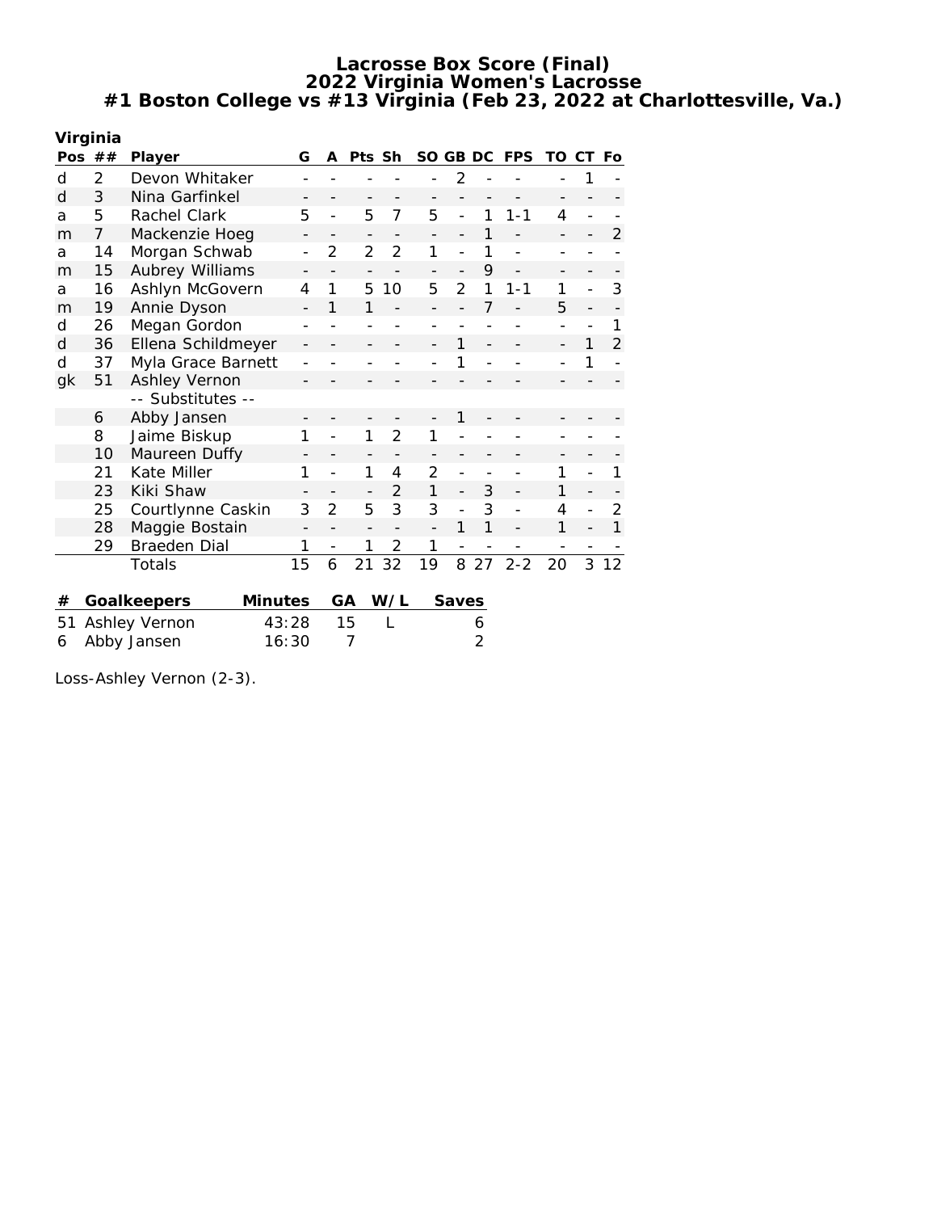# Lacrosse Box Score (Final)
## 2022 Virginia Women's Lacrosse
### #1 Boston College vs #13 Virginia (Feb 23, 2022 at Charlottesville, Va.)

**Virginia**

| Pos | ## | Player | G | A | Pts | Sh | SO | GB | DC | FPS | TO | CT | Fo |
|---|---|---|---|---|---|---|---|---|---|---|---|---|---|
| d | 2 | Devon Whitaker | - | - | - | - | - | 2 | - | - | - | 1 | - |
| d | 3 | Nina Garfinkel | - | - | - | - | - | - | - | - | - | - | - |
| a | 5 | Rachel Clark | 5 | - | 5 | 7 | 5 | - | 1 | 1-1 | 4 | - | - |
| m | 7 | Mackenzie Hoeg | - | - | - | - | - | - | 1 | - | - | - | 2 |
| a | 14 | Morgan Schwab | - | 2 | 2 | 2 | 1 | - | 1 | - | - | - | - |
| m | 15 | Aubrey Williams | - | - | - | - | - | - | 9 | - | - | - | - |
| a | 16 | Ashlyn McGovern | 4 | 1 | 5 | 10 | 5 | 2 | 1 | 1-1 | 1 | - | 3 |
| m | 19 | Annie Dyson | - | 1 | 1 | - | - | - | 7 | - | 5 | - | - |
| d | 26 | Megan Gordon | - | - | - | - | - | - | - | - | - | - | 1 |
| d | 36 | Ellena Schildmeyer | - | - | - | - | - | 1 | - | - | - | 1 | 2 |
| d | 37 | Myla Grace Barnett | - | - | - | - | - | 1 | - | - | - | 1 | - |
| gk | 51 | Ashley Vernon | - | - | - | - | - | - | - | - | - | - | - |
| | | -- Substitutes -- | | | | | | | | | | | |
| | 6 | Abby Jansen | - | - | - | - | - | 1 | - | - | - | - | - |
| | 8 | Jaime Biskup | 1 | - | 1 | 2 | 1 | - | - | - | - | - | - |
| | 10 | Maureen Duffy | - | - | - | - | - | - | - | - | - | - | - |
| | 21 | Kate Miller | 1 | - | 1 | 4 | 2 | - | - | - | 1 | - | 1 |
| | 23 | Kiki Shaw | - | - | - | 2 | 1 | - | 3 | - | 1 | - | - |
| | 25 | Courtlynne Caskin | 3 | 2 | 5 | 3 | 3 | - | 3 | - | 4 | - | 2 |
| | 28 | Maggie Bostain | - | - | - | - | - | 1 | 1 | - | 1 | - | 1 |
| | 29 | Braeden Dial | 1 | - | 1 | 2 | 1 | - | - | - | - | - | - |
| | | Totals | 15 | 6 | 21 | 32 | 19 | 8 | 27 | 2-2 | 20 | 3 | 12 |

| # | Goalkeepers | Minutes | GA | W/L | Saves |
|---|---|---|---|---|---|
| 51 | Ashley Vernon | 43:28 | 15 | L | 6 |
| 6 | Abby Jansen | 16:30 | 7 | | 2 |

Loss-Ashley Vernon (2-3).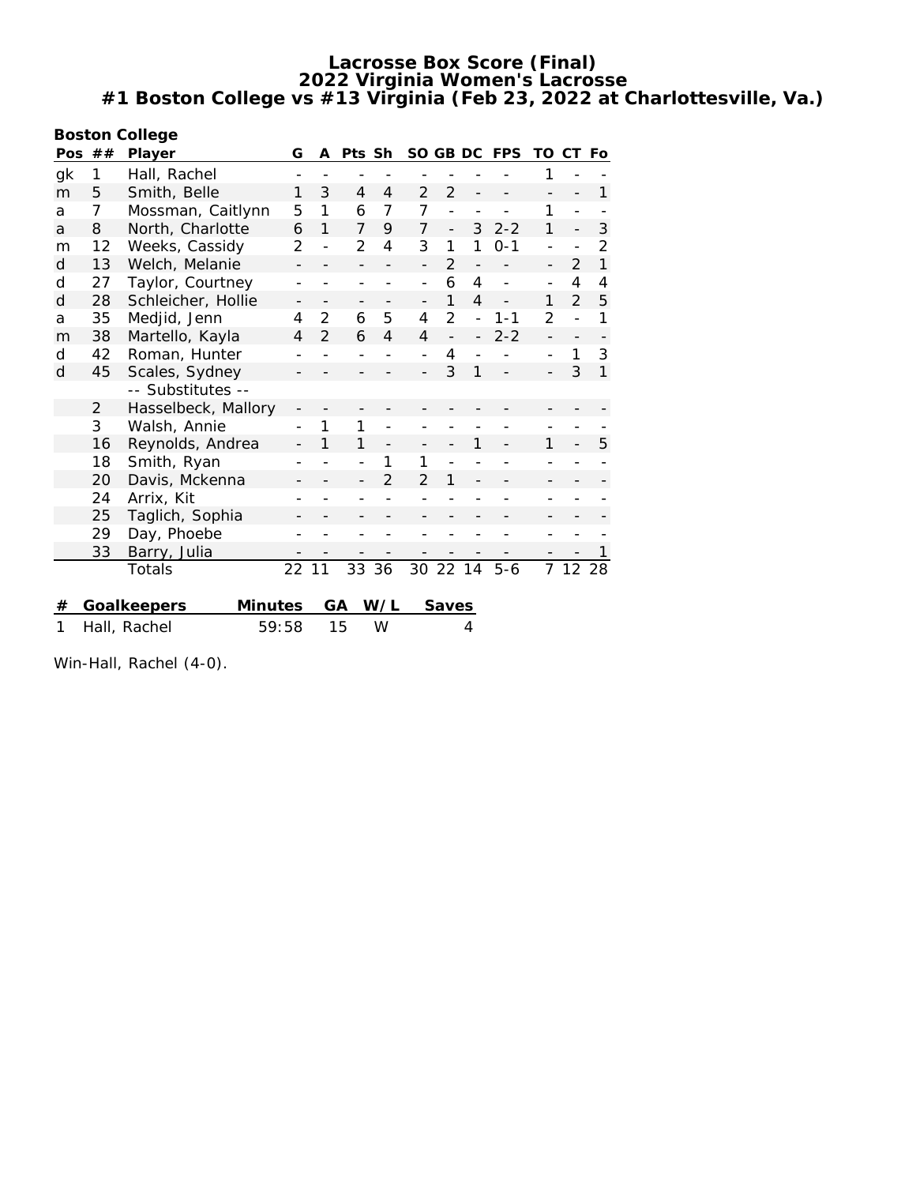# Lacrosse Box Score (Final)
## 2022 Virginia Women's Lacrosse
## #1 Boston College vs #13 Virginia (Feb 23, 2022 at Charlottesville, Va.)

**Boston College**

| Pos | ## | Player | G | A | Pts | Sh | SO | GB | DC | FPS | TO | CT | Fo |
|---|---|---|---|---|---|---|---|---|---|---|---|---|---|
| gk | 1 | Hall, Rachel | - | - | - | - | - | - | - | - | 1 | - | - |
| m | 5 | Smith, Belle | 1 | 3 | 4 | 4 | 2 | 2 | - | - | - | - | 1 |
| a | 7 | Mossman, Caitlynn | 5 | 1 | 6 | 7 | 7 | - | - | - | 1 | - | - |
| a | 8 | North, Charlotte | 6 | 1 | 7 | 9 | 7 | - | 3 | 2-2 | 1 | - | 3 |
| m | 12 | Weeks, Cassidy | 2 | - | 2 | 4 | 3 | 1 | 1 | 0-1 | - | - | 2 |
| d | 13 | Welch, Melanie | - | - | - | - | - | 2 | - | - | - | 2 | 1 |
| d | 27 | Taylor, Courtney | - | - | - | - | - | 6 | 4 | - | - | 4 | 4 |
| d | 28 | Schleicher, Hollie | - | - | - | - | - | 1 | 4 | - | 1 | 2 | 5 |
| a | 35 | Medjid, Jenn | 4 | 2 | 6 | 5 | 4 | 2 | - | 1-1 | 2 | - | 1 |
| m | 38 | Martello, Kayla | 4 | 2 | 6 | 4 | 4 | - | - | 2-2 | - | - | - |
| d | 42 | Roman, Hunter | - | - | - | - | - | 4 | - | - | - | 1 | 3 |
| d | 45 | Scales, Sydney | - | - | - | - | - | 3 | 1 | - | - | 3 | 1 |
| | | -- Substitutes -- | | | | | | | | | | | |
| | 2 | Hasselbeck, Mallory | - | - | - | - | - | - | - | - | - | - | - |
| | 3 | Walsh, Annie | - | 1 | 1 | - | - | - | - | - | - | - | - |
| | 16 | Reynolds, Andrea | - | 1 | 1 | - | - | - | 1 | - | 1 | - | 5 |
| | 18 | Smith, Ryan | - | - | - | 1 | 1 | - | - | - | - | - | - |
| | 20 | Davis, Mckenna | - | - | - | 2 | 2 | 1 | - | - | - | - | - |
| | 24 | Arrix, Kit | - | - | - | - | - | - | - | - | - | - | - |
| | 25 | Taglich, Sophia | - | - | - | - | - | - | - | - | - | - | - |
| | 29 | Day, Phoebe | - | - | - | - | - | - | - | - | - | - | - |
| | 33 | Barry, Julia | - | - | - | - | - | - | - | - | - | - | 1 |
| | | Totals | 22 | 11 | 33 | 36 | 30 | 22 | 14 | 5-6 | 7 | 12 | 28 |

| # | Goalkeepers | Minutes | GA | W/L | Saves |
|---|---|---|---|---|---|
| 1 | Hall, Rachel | 59:58 | 15 | W | 4 |

Win-Hall, Rachel (4-0).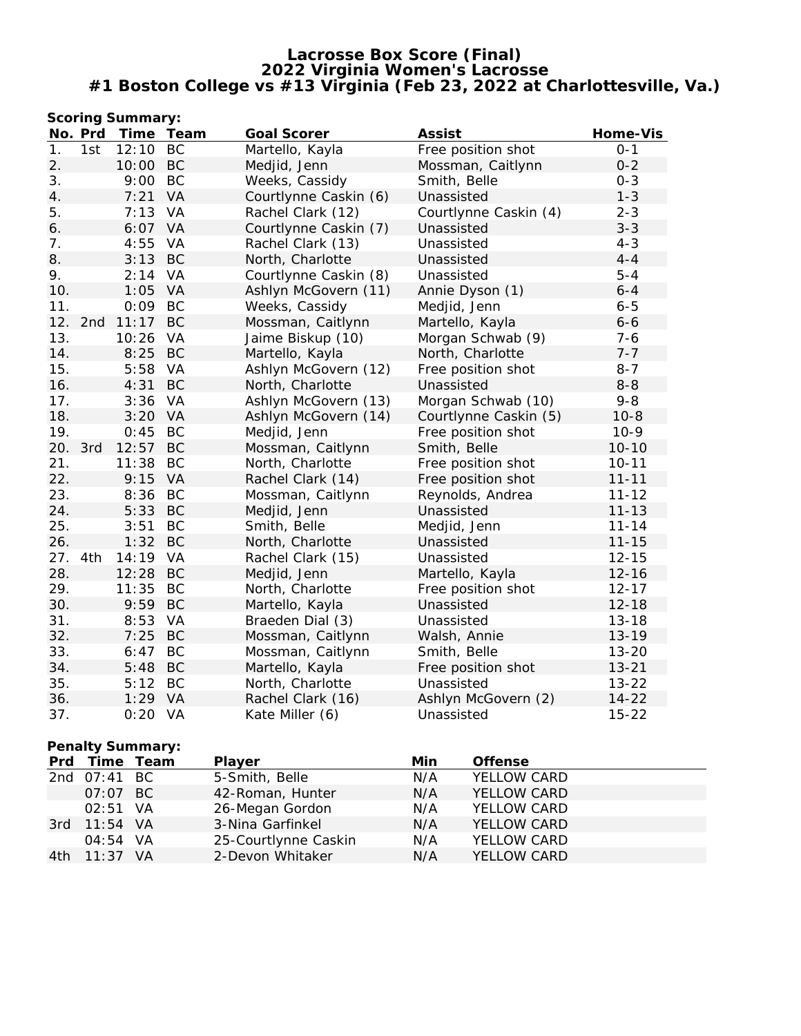# Lacrosse Box Score (Final)
## 2022 Virginia Women's Lacrosse
## #1 Boston College vs #13 Virginia (Feb 23, 2022 at Charlottesville, Va.)

**Scoring Summary:**

| No. | Prd | Time | Team | Goal Scorer | Assist | Home-Vis |
|---|---|---|---|---|---|---|
| 1. | 1st | 12:10 | BC | Martello, Kayla | Free position shot | 0-1 |
| 2. | | 10:00 | BC | Medjid, Jenn | Mossman, Caitlynn | 0-2 |
| 3. | | 9:00 | BC | Weeks, Cassidy | Smith, Belle | 0-3 |
| 4. | | 7:21 | VA | Courtlynne Caskin (6) | Unassisted | 1-3 |
| 5. | | 7:13 | VA | Rachel Clark (12) | Courtlynne Caskin (4) | 2-3 |
| 6. | | 6:07 | VA | Courtlynne Caskin (7) | Unassisted | 3-3 |
| 7. | | 4:55 | VA | Rachel Clark (13) | Unassisted | 4-3 |
| 8. | | 3:13 | BC | North, Charlotte | Unassisted | 4-4 |
| 9. | | 2:14 | VA | Courtlynne Caskin (8) | Unassisted | 5-4 |
| 10. | | 1:05 | VA | Ashlyn McGovern (11) | Annie Dyson (1) | 6-4 |
| 11. | | 0:09 | BC | Weeks, Cassidy | Medjid, Jenn | 6-5 |
| 12. | 2nd | 11:17 | BC | Mossman, Caitlynn | Martello, Kayla | 6-6 |
| 13. | | 10:26 | VA | Jaime Biskup (10) | Morgan Schwab (9) | 7-6 |
| 14. | | 8:25 | BC | Martello, Kayla | North, Charlotte | 7-7 |
| 15. | | 5:58 | VA | Ashlyn McGovern (12) | Free position shot | 8-7 |
| 16. | | 4:31 | BC | North, Charlotte | Unassisted | 8-8 |
| 17. | | 3:36 | VA | Ashlyn McGovern (13) | Morgan Schwab (10) | 9-8 |
| 18. | | 3:20 | VA | Ashlyn McGovern (14) | Courtlynne Caskin (5) | 10-8 |
| 19. | | 0:45 | BC | Medjid, Jenn | Free position shot | 10-9 |
| 20. | 3rd | 12:57 | BC | Mossman, Caitlynn | Smith, Belle | 10-10 |
| 21. | | 11:38 | BC | North, Charlotte | Free position shot | 10-11 |
| 22. | | 9:15 | VA | Rachel Clark (14) | Free position shot | 11-11 |
| 23. | | 8:36 | BC | Mossman, Caitlynn | Reynolds, Andrea | 11-12 |
| 24. | | 5:33 | BC | Medjid, Jenn | Unassisted | 11-13 |
| 25. | | 3:51 | BC | Smith, Belle | Medjid, Jenn | 11-14 |
| 26. | | 1:32 | BC | North, Charlotte | Unassisted | 11-15 |
| 27. | 4th | 14:19 | VA | Rachel Clark (15) | Unassisted | 12-15 |
| 28. | | 12:28 | BC | Medjid, Jenn | Martello, Kayla | 12-16 |
| 29. | | 11:35 | BC | North, Charlotte | Free position shot | 12-17 |
| 30. | | 9:59 | BC | Martello, Kayla | Unassisted | 12-18 |
| 31. | | 8:53 | VA | Braeden Dial (3) | Unassisted | 13-18 |
| 32. | | 7:25 | BC | Mossman, Caitlynn | Walsh, Annie | 13-19 |
| 33. | | 6:47 | BC | Mossman, Caitlynn | Smith, Belle | 13-20 |
| 34. | | 5:48 | BC | Martello, Kayla | Free position shot | 13-21 |
| 35. | | 5:12 | BC | North, Charlotte | Unassisted | 13-22 |
| 36. | | 1:29 | VA | Rachel Clark (16) | Ashlyn McGovern (2) | 14-22 |
| 37. | | 0:20 | VA | Kate Miller (6) | Unassisted | 15-22 |

**Penalty Summary:**

| Prd | Time | Team | Player | Min | Offense |
|---|---|---|---|---|---|
| 2nd | 07:41 | BC | 5-Smith, Belle | N/A | YELLOW CARD |
| | 07:07 | BC | 42-Roman, Hunter | N/A | YELLOW CARD |
| | 02:51 | VA | 26-Megan Gordon | N/A | YELLOW CARD |
| 3rd | 11:54 | VA | 3-Nina Garfinkel | N/A | YELLOW CARD |
| | 04:54 | VA | 25-Courtlynne Caskin | N/A | YELLOW CARD |
| 4th | 11:37 | VA | 2-Devon Whitaker | N/A | YELLOW CARD |